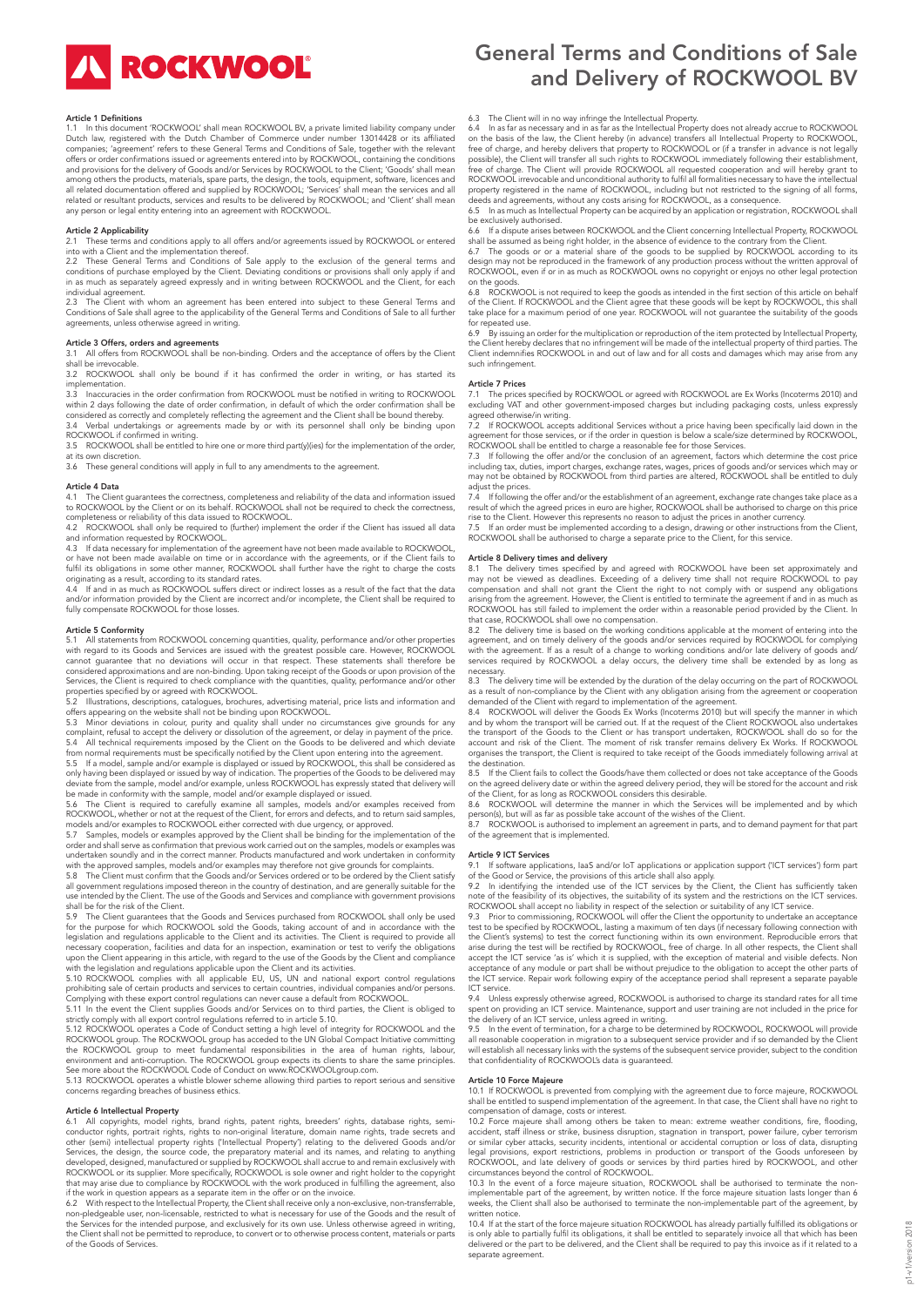# General Terms and Conditions of Sale and Delivery of ROCKWOOL BV

### Article 1 Definitions

1.1 In this document 'ROCKWOOL' shall mean ROCKWOOL BV, a private limited liability company under Dutch law, registered with the Dutch Chamber of Commerce under number 13014428 or its affiliated companies; 'agreement' refers to these General Terms and Conditions of Sale, together with the relevant offers or order confirmations issued or agreements entered into by ROCKWOOL, containing the conditions and provisions for the delivery of Goods and/or Services by ROCKWOOL to the Client; 'Goods' shall mean among others the products, materials, spare parts, the design, the tools, equipment, software, licences and all related documentation offered and supplied by ROCKWOOL; 'Services' shall mean the services and all related or resultant products, services and results to be delivered by ROCKWOOL; and 'Client' shall mean any person or legal entity entering into an agreement with ROCKWOOL.

### Article 2 Applicability

2.1 These terms and conditions apply to all offers and/or agreements issued by ROCKWOOL or entered into with a Client and the implementation thereof.

2.2 These General Terms and Conditions of Sale apply to the exclusion of the general terms and conditions of purchase employed by the Client. Deviating conditions or provisions shall only apply if and in as much as separately agreed expressly and in writing between ROCKWOOL and the Client, for each individual agreement.

2.3 The Client with whom an agreement has been entered into subject to these General Terms and Conditions of Sale shall agree to the applicability of the General Terms and Conditions of Sale to all further agreements, unless otherwise agreed in writing.

### Article 3 Offers, orders and agreements

3.1 All offers from ROCKWOOL shall be non-binding. Orders and the acceptance of offers by the Client shall be irrevocable.

3.2 ROCKWOOL shall only be bound if it has confirmed the order in writing, or has started its implementation.

3.3 Inaccuracies in the order confirmation from ROCKWOOL must be notified in writing to ROCKWOOL within 2 days following the date of order confirmation, in default of which the order confirmation shall be considered as correctly and completely reflecting the agreement and the Client shall be bound thereby.

3.4 Verbal undertakings or agreements made by or with its personnel shall only be binding upon ROCKWOOL if confirmed in writing.

3.5 ROCKWOOL shall be entitled to hire one or more third part(y)(ies) for the implementation of the order, at its own discretion.

3.6 These general conditions will apply in full to any amendments to the agreement.

### Article 4 Data

4.1 The Client guarantees the correctness, completeness and reliability of the data and information issued to ROCKWOOL by the Client or on its behalf. ROCKWOOL shall not be required to check the correctness, completeness or reliability of this data issued to ROCKWOOL.

4.2 ROCKWOOL shall only be required to (further) implement the order if the Client has issued all data and information requested by ROCKWOOL.

4.3 If data necessary for implementation of the agreement have not been made available to ROCKWOOL, or have not been made available on time or in accordance with the agreements, or if the Client fails to fulfil its obligations in some other manner, ROCKWOOL shall further have the right to charge the costs originating as a result, according to its standard rates.

4.4 If and in as much as ROCKWOOL suffers direct or indirect losses as a result of the fact that the data and/or information provided by the Client are incorrect and/or incomplete, the Client shall be required to fully compensate ROCKWOOL for those losses.

### Article 5 Conformity

5.1 All statements from ROCKWOOL concerning quantities, quality, performance and/or other properties with regard to its Goods and Services are issued with the greatest possible care. However, ROCKWOOL cannot guarantee that no deviations will occur in that respect. These statements shall therefore be considered approximations and are non-binding. Upon taking receipt of the Goods or upon provision of the Services, the Client is required to check compliance with the quantities, quality, performance and/or other properties specified by or agreed with ROCKWOOL.

5.2 Illustrations, descriptions, catalogues, brochures, advertising material, price lists and information and offers appearing on the website shall not be binding upon ROCKWOOL.

5.3 Minor deviations in colour, purity and quality shall under no circumstances give grounds for any complaint, refusal to accept the delivery or dissolution of the agreement, or delay in payment of the price.

5.4 All technical requirements imposed by the Client on the Goods to be delivered and which deviate from normal requirements must be specifically notified by the Client upon entering into the agreement.

5.5 If a model, sample and/or example is displayed or issued by ROCKWOOL, this shall be considered as only having been displayed or issued by way of indication. The properties of the Goods to be delivered may deviate from the sample, model and/or example, unless ROCKWOOL has expressly stated that delivery will be made in conformity with the sample, model and/or example displayed or issued.

5.6 The Client is required to carefully examine all samples, models and/or examples received from ROCKWOOL, whether or not at the request of the Client, for errors and defects, and to return said samples, models and/or examples to ROCKWOOL either corrected with due urgency, or approved.

5.7 Samples, models or examples approved by the Client shall be binding for the implementation of the order and shall serve as confirmation that previous work carried out on the samples, models or examples was undertaken soundly and in the correct manner. Products manufactured and work undertaken in conformity with the approved samples, models and/or examples may therefore not give grounds for complaints.

5.8 The Client must confirm that the Goods and/or Services ordered or to be ordered by the Client satisfy all government regulations imposed thereon in the country of destination, and are generally suitable for the use intended by the Client. The use of the Goods and Services and compliance with government provisions shall be for the risk of the Client.

5.9 The Client guarantees that the Goods and Services purchased from ROCKWOOL shall only be used for the purpose for which ROCKWOOL sold the Goods, taking account of and in accordance with the legislation and regulations applicable to the Client and its activities. The Client is required to provide all necessary cooperation, facilities and data for an inspection, examination or test to verify the obligations upon the Client appearing in this article, with regard to the use of the Goods by the Client and compliance with the legislation and regulations applicable upon the Client and its activities.

5.10 ROCKWOOL complies with all applicable EU, US, UN and national export control regulations prohibiting sale of certain products and services to certain countries, individual companies and/or persons. Complying with these export control regulations can never cause a default from ROCKWOOL.

5.11 In the event the Client supplies Goods and/or Services on to third parties, the Client is obliged to strictly comply with all export control regulations referred to in article 5.10.

5.12 ROCKWOOL operates a Code of Conduct setting a high level of integrity for ROCKWOOL and the ROCKWOOL group. The ROCKWOOL group has acceded to the UN Global Compact Initiative committing the ROCKWOOL group to meet fundamental responsibilities in the area of human rights, labour, environment and anti-corruption. The ROCKWOOL group expects its clients to share the same principles. See more about the ROCKWOOL Code of Conduct on www.ROCKWOOLgroup.com.

5.13 ROCKWOOL operates a whistle blower scheme allowing third parties to report serious and sensitive concerns regarding breaches of business ethics.

### Article 6 Intellectual Property

6.1 All copyrights, model rights, brand rights, patent rights, breeders' rights, database rights, semi-conductor rights, portrait rights, rights to non-original literature, domain name rights, trade secrets and other (semi) intellectual property rights ('Intellectual Property') relating to the delivered Goods and/or Services, the design, the source code, the preparatory material and its names, and relating to anything developed, designed, manufactured or supplied by ROCKWOOL shall accrue to and remain exclusively with ROCKWOOL or its supplier. More specifically, ROCKWOOL is sole owner and right holder to the copyright that may arise due to compliance by ROCKWOOL with the work produced in fulfilling the agreement, also if the work in question appears as a separate item in the offer or on the invoice.

6.2 With respect to the Intellectual Property, the Client shall receive only a non-exclusive, non-transferrable, non-pledgeable user, non-licensable, restricted to what is necessary for use of the Goods and the result of the Services for the intended purpose, and exclusively for its own use. Unless otherwise agreed in writing, the Client shall not be permitted to reproduce, to convert or to otherwise process content, materials or parts of the Goods of Services.

6.3 The Client will in no way infringe the Intellectual Property.

6.4 In as far as necessary and in as far as the Intellectual Property does not already accrue to ROCKWOOL on the basis of the law, the Client hereby (in advance) transfers all Intellectual Property to ROCKWOOL, free of charge, and hereby delivers that property to ROCKWOOL or (if a transfer in advance is not legally possible), the Client will transfer all such rights to ROCKWOOL immediately following their establishment, free of charge. The Client will provide ROCKWOOL all requested cooperation and will hereby grant to ROCKWOOL irrevocable and unconditional authority to fulfil all formalities necessary to have the intellectual property registered in the name of ROCKWOOL, including but not restricted to the signing of all forms, deeds and agreements, without any costs arising for ROCKWOOL, as a consequence.

6.5 In as much as Intellectual Property can be acquired by an application or registration, ROCKWOOL shall be exclusively authorised.

6.6 If a dispute arises between ROCKWOOL and the Client concerning Intellectual Property, ROCKWOOL shall be assumed as being right holder, in the absence of evidence to the contrary from the Client.

6.7 The goods or or a material share of the goods to be supplied by ROCKWOOL according to its design may not be reproduced in the framework of any production process without the written approval of ROCKWOOL, even if or in as much as ROCKWOOL owns no copyright or enjoys no other legal protection on the goods.

6.8 ROCKWOOL is not required to keep the goods as intended in the first section of this article on behalf of the Client. If ROCKWOOL and the Client agree that these goods will be kept by ROCKWOOL, this shall take place for a maximum period of one year. ROCKWOOL will not guarantee the suitability of the goods for repeated use.

6.9 By issuing an order for the multiplication or reproduction of the item protected by Intellectual Property, the Client hereby declares that no infringement will be made of the intellectual property of third parties. The Client indemnifies ROCKWOOL in and out of law and for all costs and damages which may arise from any such infringement.

### Article 7 Prices

7.1 The prices specified by ROCKWOOL or agreed with ROCKWOOL are Ex Works (Incoterms 2010) and excluding VAT and other government-imposed charges but including packaging costs, unless expressly agreed otherwise/in writing.

7.2 If ROCKWOOL accepts additional Services without a price having been specifically laid down in the agreement for those services, or if the order in question is below a scale/size determined by ROCKWOOL, ROCKWOOL shall be entitled to charge a reasonable fee for those Services.

7.3 If following the offer and/or the conclusion of an agreement, factors which determine the cost price including tax, duties, import charges, exchange rates, wages, prices of goods and/or services which may or may not be obtained by ROCKWOOL from third parties are altered, ROCKWOOL shall be entitled to duly adjust the prices.

7.4 If following the offer and/or the establishment of an agreement, exchange rate changes take place as a result of which the agreed prices in euro are higher, ROCKWOOL shall be authorised to charge on this price rise to the Client. However this represents no reason to adjust the prices in another currency.

7.5 If an order must be implemented according to a design, drawing or other instructions from the Client, ROCKWOOL shall be authorised to charge a separate price to the Client, for this service.

### Article 8 Delivery times and delivery

8.1 The delivery times specified by and agreed with ROCKWOOL have been set approximately and may not be viewed as deadlines. Exceeding of a delivery time shall not require ROCKWOOL to pay compensation and shall not grant the Client the right to not comply with or suspend any obligations arising from the agreement. However, the Client is entitled to terminate the agreement if and in as much as ROCKWOOL has still failed to implement the order within a reasonable period provided by the Client. In that case, ROCKWOOL shall owe no compensation.

8.2 The delivery time is based on the working conditions applicable at the moment of entering into the agreement, and on timely delivery of the goods and/or services required by ROCKWOOL for complying with the agreement. If as a result of a change to working conditions and/or late delivery of goods and/or services required by ROCKWOOL a delay occurs, the delivery time shall be extended by as long as necessary.

8.3 The delivery time will be extended by the duration of the delay occurring on the part of ROCKWOOL as a result of non-compliance by the Client with any obligation arising from the agreement or cooperation demanded of the Client with regard to implementation of the agreement.

8.4 ROCKWOOL will deliver the Goods Ex Works (Incoterms 2010) but will specify the manner in which and by whom the transport will be carried out. If at the request of the Client ROCKWOOL also undertakes the transport of the Goods to the Client or has transport undertaken, ROCKWOOL shall do so for the account and risk of the Client. The moment of risk transfer remains delivery Ex Works. If ROCKWOOL organises the transport, the Client is required to take receipt of the Goods immediately following arrival at the destination.

8.5 If the Client fails to collect the Goods/have them collected or does not take acceptance of the Goods on the agreed delivery date or within the agreed delivery period, they will be stored for the account and risk of the Client, for as long as ROCKWOOL considers this desirable.

8.6 ROCKWOOL will determine the manner in which the Services will be implemented and by which person(s), but will as far as possible take account of the wishes of the Client.

8.7 ROCKWOOL is authorised to implement an agreement in parts, and to demand payment for that part of the agreement that is implemented.

### Article 9 ICT Services

9.1 If software applications, IaaS and/or IoT applications or application support ('ICT services') form part of the Good or Service, the provisions of this article shall also apply.

9.2 In identifying the intended use of the ICT services by the Client, the Client has sufficiently taken note of the feasibility of its objectives, the suitability of its system and the restrictions on the ICT services. ROCKWOOL shall accept no liability in respect of the selection or suitability of any ICT service.

9.3 Prior to commissioning, ROCKWOOL will offer the Client the opportunity to undertake an acceptance test to be specified by ROCKWOOL, lasting a maximum of ten days (if necessary following connection with the Client's systems) to test the correct functioning within its own environment. Reproducible errors that arise during the test will be rectified by ROCKWOOL, free of charge. In all other respects, the Client shall accept the ICT service 'as is' which it is supplied, with the exception of material and visible defects. Non acceptance of any module or part shall be without prejudice to the obligation to accept the other parts of the ICT service. Repair work following expiry of the acceptance period shall represent a separate payable ICT service.

9.4 Unless expressly otherwise agreed, ROCKWOOL is authorised to charge its standard rates for all time spent on providing an ICT service. Maintenance, support and user training are not included in the price for the delivery of an ICT service, unless agreed in writing.

9.5 In the event of termination, for a charge to be determined by ROCKWOOL, ROCKWOOL will provide all reasonable cooperation in migration to a subsequent service provider and if so demanded by the Client will establish all necessary links with the systems of the subsequent service provider, subject to the condition that confidentiality of ROCKWOOL's data is guaranteed.

### Article 10 Force Majeure

10.1 If ROCKWOOL is prevented from complying with the agreement due to force majeure, ROCKWOOL shall be entitled to suspend implementation of the agreement. In that case, the Client shall have no right to compensation of damage, costs or interest.

10.2 Force majeure shall among others be taken to mean: extreme weather conditions, fire, flooding, accident, staff illness or strike, business disruption, stagnation in transport, power failure, cyber terrorism or similar cyber attacks, security incidents, intentional or accidental corruption or loss of data, disrupting legal provisions, export restrictions, problems in production or transport of the Goods unforeseen by ROCKWOOL, and late delivery of goods or services by third parties hired by ROCKWOOL, and other circumstances beyond the control of ROCKWOOL.

10.3 In the event of a force majeure situation, ROCKWOOL shall be authorised to terminate the non-implementable part of the agreement, by written notice. If the force majeure situation lasts longer than 6 weeks, the Client shall also be authorised to terminate the non-implementable part of the agreement, by written notice.

10.4 If at the start of the force majeure situation ROCKWOOL has already partially fulfilled its obligations or is only able to partially fulfil its obligations, it shall be entitled to separately invoice all that which has been delivered or the part to be delivered, and the Client shall be required to pay this invoice as if it related to a separate agreement.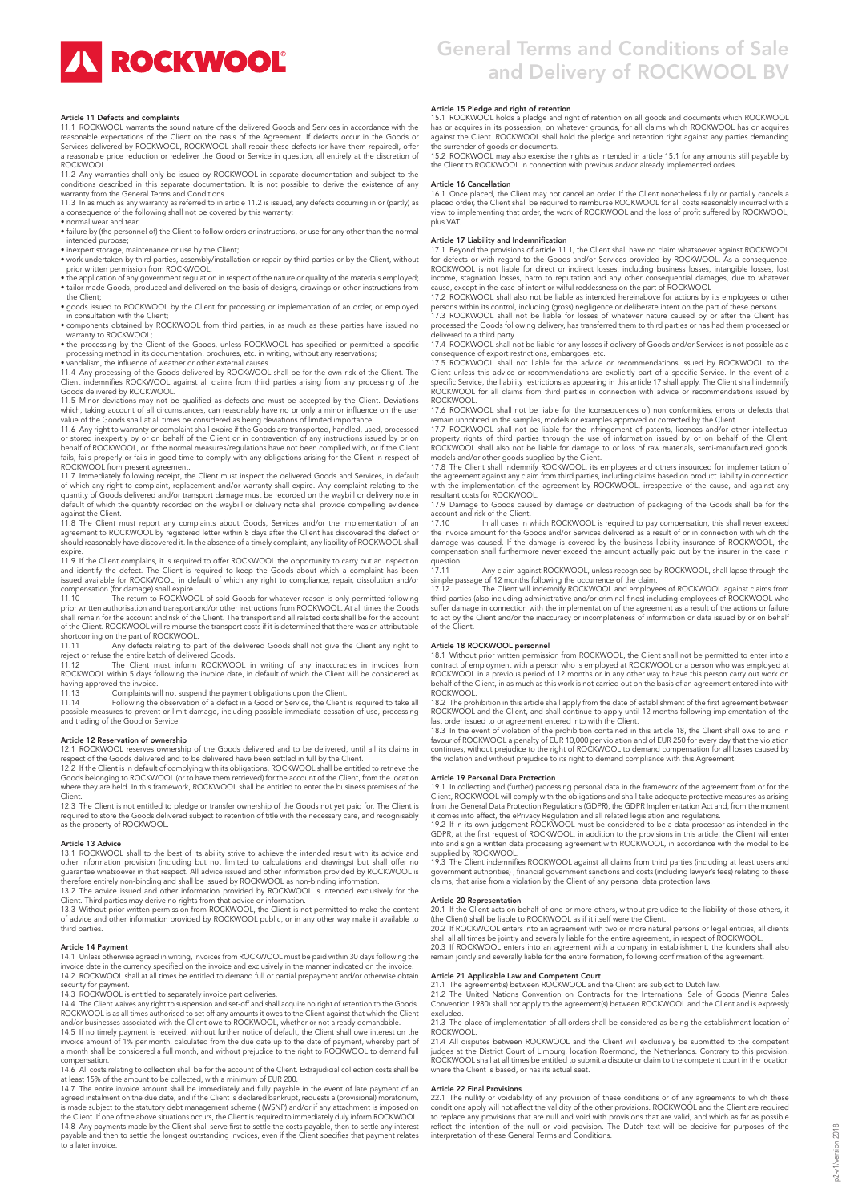# General Terms and Conditions of Sale and Delivery of ROCKWOOL BV

## Article 11 Defects and complaints

11.1 ROCKWOOL warrants the sound nature of the delivered Goods and Services in accordance with the reasonable expectations of the Client on the basis of the Agreement. If defects occur in the Goods or Services delivered by ROCKWOOL, ROCKWOOL shall repair these defects (or have them repaired), offer a reasonable price reduction or redeliver the Good or Service in question, all entirely at the discretion of ROCKWOOL.

11.2 Any warranties shall only be issued by ROCKWOOL in separate documentation and subject to the conditions described in this separate documentation. It is not possible to derive the existence of any warranty from the General Terms and Conditions.

11.3 In as much as any warranty as referred to in article 11.2 is issued, any defects occurring in or (partly) as a consequence of the following shall not be covered by this warranty:

- normal wear and tear;
- failure by (the personnel of) the Client to follow orders or instructions, or use for any other than the normal intended purpose;
- inexpert storage, maintenance or use by the Client;
- work undertaken by third parties, assembly/installation or repair by third parties or by the Client, without prior written permission from ROCKWOOL;
- the application of any government regulation in respect of the nature or quality of the materials employed;
- tailor-made Goods, produced and delivered on the basis of designs, drawings or other instructions from the Client;
- goods issued to ROCKWOOL by the Client for processing or implementation of an order, or employed in consultation with the Client;
- components obtained by ROCKWOOL from third parties, in as much as these parties have issued no warranty to ROCKWOOL;
- the processing by the Client of the Goods, unless ROCKWOOL has specified or permitted a specific processing method in its documentation, brochures, etc. in writing, without any reservations;
- vandalism, the influence of weather or other external causes.

11.4 Any processing of the Goods delivered by ROCKWOOL shall be for the own risk of the Client. The Client indemnifies ROCKWOOL against all claims from third parties arising from any processing of the Goods delivered by ROCKWOOL.

11.5 Minor deviations may not be qualified as defects and must be accepted by the Client. Deviations which, taking account of all circumstances, can reasonably have no or only a minor influence on the user value of the Goods shall at all times be considered as being deviations of limited importance.

11.6 Any right to warranty or complaint shall expire if the Goods are transported, handled, used, processed or stored inexpertly by or on behalf of the Client or in contravention of any instructions issued by or on behalf of ROCKWOOL, or if the normal measures/regulations have not been complied with, or if the Client fails, fails properly or fails in good time to comply with any obligations arising for the Client in respect of ROCKWOOL from present agreement.

11.7 Immediately following receipt, the Client must inspect the delivered Goods and Services, in default of which any right to complaint, replacement and/or warranty shall expire. Any complaint relating to the quantity of Goods delivered and/or transport damage must be recorded on the waybill or delivery note in default of which the quantity recorded on the waybill or delivery note shall provide compelling evidence against the Client.

11.8 The Client must report any complaints about Goods, Services and/or the implementation of an agreement to ROCKWOOL by registered letter within 8 days after the Client has discovered the defect or should reasonably have discovered it. In the absence of a timely complaint, any liability of ROCKWOOL shall expire.

11.9 If the Client complains, it is required to offer ROCKWOOL the opportunity to carry out an inspection and identify the defect. The Client is required to keep the Goods about which a complaint has been issued available for ROCKWOOL, in default of which any right to compliance, repair, dissolution and/or compensation (for damage) shall expire.

11.10 The return to ROCKWOOL of sold Goods for whatever reason is only permitted following prior written authorisation and transport and/or other instructions from ROCKWOOL. At all times the Goods shall remain for the account and risk of the Client. The transport and all related costs shall be for the account of the Client. ROCKWOOL will reimburse the transport costs if it is determined that there was an attributable shortcoming on the part of ROCKWOOL.

11.11 Any defects relating to part of the delivered Goods shall not give the Client any right to reject or refuse the entire batch of delivered Goods.

11.12 The Client must inform ROCKWOOL in writing of any inaccuracies in invoices from ROCKWOOL within 5 days following the invoice date, in default of which the Client will be considered as having approved the invoice.

11.13 Complaints will not suspend the payment obligations upon the Client.

11.14 Following the observation of a defect in a Good or Service, the Client is required to take all possible measures to prevent or limit damage, including possible immediate cessation of use, processing and trading of the Good or Service.

## Article 12 Reservation of ownership

12.1 ROCKWOOL reserves ownership of the Goods delivered and to be delivered, until all its claims in respect of the Goods delivered and to be delivered have been settled in full by the Client.

12.2 If the Client is in default of complying with its obligations, ROCKWOOL shall be entitled to retrieve the Goods belonging to ROCKWOOL (or to have them retrieved) for the account of the Client, from the location where they are held. In this framework, ROCKWOOL shall be entitled to enter the business premises of the Client.

12.3 The Client is not entitled to pledge or transfer ownership of the Goods not yet paid for. The Client is required to store the Goods delivered subject to retention of title with the necessary care, and recognisably as the property of ROCKWOOL.

## Article 13 Advice

13.1 ROCKWOOL shall to the best of its ability strive to achieve the intended result with its advice and other information provision (including but not limited to calculations and drawings) but shall offer no guarantee whatsoever in that respect. All advice issued and other information provided by ROCKWOOL is therefore entirely non-binding and shall be issued by ROCKWOOL as non-binding information.

13.2 The advice issued and other information provided by ROCKWOOL is intended exclusively for the Client. Third parties may derive no rights from that advice or information.

13.3 Without prior written permission from ROCKWOOL, the Client is not permitted to make the content of advice and other information provided by ROCKWOOL public, or in any other way make it available to third parties.

## Article 14 Payment

14.1 Unless otherwise agreed in writing, invoices from ROCKWOOL must be paid within 30 days following the invoice date in the currency specified on the invoice and exclusively in the manner indicated on the invoice.

14.2 ROCKWOOL shall at all times be entitled to demand full or partial prepayment and/or otherwise obtain security for payment.

14.3 ROCKWOOL is entitled to separately invoice part deliveries.

14.4 The Client waives any right to suspension and set-off and shall acquire no right of retention to the Goods. ROCKWOOL is as all times authorised to set off any amounts it owes to the Client against that which the Client and/or businesses associated with the Client owe to ROCKWOOL, whether or not already demandable.

14.5 If no timely payment is received, without further notice of default, the Client shall owe interest on the invoice amount of 1% per month, calculated from the due date up to the date of payment, whereby part of a month shall be considered a full month, and without prejudice to the right to ROCKWOOL to demand full compensation.

14.6 All costs relating to collection shall be for the account of the Client. Extrajudicial collection costs shall be at least 15% of the amount to be collected, with a minimum of EUR 200.

14.7 The entire invoice amount shall be immediately and fully payable in the event of late payment of an agreed instalment on the due date, and if the Client is declared bankrupt, requests a (provisional) moratorium, is made subject to the statutory debt management scheme ( (WSNP) and/or if any attachment is imposed on the Client. If one of the above situations occurs, the Client is required to immediately duly inform ROCKWOOL.

14.8 Any payments made by the Client shall serve first to settle the costs payable, then to settle any interest payable and then to settle the longest outstanding invoices, even if the Client specifies that payment relates to a later invoice.

## Article 15 Pledge and right of retention

15.1 ROCKWOOL holds a pledge and right of retention on all goods and documents which ROCKWOOL has or acquires in its possession, on whatever grounds, for all claims which ROCKWOOL has or acquires against the Client. ROCKWOOL shall hold the pledge and retention right against any parties demanding the surrender of goods or documents.

15.2 ROCKWOOL may also exercise the rights as intended in article 15.1 for any amounts still payable by the Client to ROCKWOOL in connection with previous and/or already implemented orders.

## Article 16 Cancellation

16.1 Once placed, the Client may not cancel an order. If the Client nonetheless fully or partially cancels a placed order, the Client shall be required to reimburse ROCKWOOL for all costs reasonably incurred with a view to implementing that order, the work of ROCKWOOL and the loss of profit suffered by ROCKWOOL, plus VAT.

## Article 17 Liability and Indemnification

17.1 Beyond the provisions of article 11.1, the Client shall have no claim whatsoever against ROCKWOOL for defects or with regard to the Goods and/or Services provided by ROCKWOOL. As a consequence, ROCKWOOL is not liable for direct or indirect losses, including business losses, intangible losses, lost income, stagnation losses, harm to reputation and any other consequential damages, due to whatever cause, except in the case of intent or wilful recklessness on the part of ROCKWOOL

17.2 ROCKWOOL shall also not be liable as intended hereinabove for actions by its employees or other persons within its control, including (gross) negligence or deliberate intent on the part of these persons.

17.3 ROCKWOOL shall not be liable for losses of whatever nature caused by or after the Client has processed the Goods following delivery, has transferred them to third parties or has had them processed or delivered to a third party.

17.4 ROCKWOOL shall not be liable for any losses if delivery of Goods and/or Services is not possible as a consequence of export restrictions, embargoes, etc.

17.5 ROCKWOOL shall not liable for the advice or recommendations issued by ROCKWOOL to the Client unless this advice or recommendations are explicitly part of a specific Service. In the event of a specific Service, the liability restrictions as appearing in this article 17 shall apply. The Client shall indemnify ROCKWOOL for all claims from third parties in connection with advice or recommendations issued by ROCKWOOL.

17.6 ROCKWOOL shall not be liable for the (consequences of) non conformities, errors or defects that remain unnoticed in the samples, models or examples approved or corrected by the Client.

17.7 ROCKWOOL shall not be liable for the infringement of patents, licences and/or other intellectual property rights of third parties through the use of information issued by or on behalf of the Client. ROCKWOOL shall also not be liable for damage to or loss of raw materials, semi-manufactured goods, models and/or other goods supplied by the Client.

17.8 The Client shall indemnify ROCKWOOL, its employees and others insourced for implementation of the agreement against any claim from third parties, including claims based on product liability in connection with the implementation of the agreement by ROCKWOOL, irrespective of the cause, and against any resultant costs for ROCKWOOL.

17.9 Damage to Goods caused by damage or destruction of packaging of the Goods shall be for the account and risk of the Client.

17.10 In all cases in which ROCKWOOL is required to pay compensation, this shall never exceed the invoice amount for the Goods and/or Services delivered as a result of or in connection with which the damage was caused. If the damage is covered by the business liability insurance of ROCKWOOL, the compensation shall furthermore never exceed the amount actually paid out by the insurer in the case in question.

17.11 Any claim against ROCKWOOL, unless recognised by ROCKWOOL, shall lapse through the simple passage of 12 months following the occurrence of the claim.

17.12 The Client will indemnify ROCKWOOL and employees of ROCKWOOL against claims from third parties (also including administrative and/or criminal fines) including employees of ROCKWOOL who suffer damage in connection with the implementation of the agreement as a result of the actions or failure to act by the Client and/or the inaccuracy or incompleteness of information or data issued by or on behalf of the Client.

## Article 18 ROCKWOOL personnel

18.1 Without prior written permission from ROCKWOOL, the Client shall not be permitted to enter into a contract of employment with a person who is employed at ROCKWOOL or a person who was employed at ROCKWOOL in a previous period of 12 months or in any other way to have this person carry out work on behalf of the Client, in as much as this work is not carried out on the basis of an agreement entered into with ROCKWOOL.

18.2 The prohibition in this article shall apply from the date of establishment of the first agreement between ROCKWOOL and the Client, and shall continue to apply until 12 months following implementation of the last order issued to or agreement entered into with the Client.

18.3 In the event of violation of the prohibition contained in this article 18, the Client shall owe to and in favour of ROCKWOOL a penalty of EUR 10,000 per violation and of EUR 250 for every day that the violation continues, without prejudice to the right of ROCKWOOL to demand compensation for all losses caused by the violation and without prejudice to its right to demand compliance with this Agreement.

## Article 19 Personal Data Protection

19.1 In collecting and (further) processing personal data in the framework of the agreement from or for the Client, ROCKWOOL will comply with the obligations and shall take adequate protective measures as arising from the General Data Protection Regulations (GDPR), the GDPR Implementation Act and, from the moment it comes into effect, the ePrivacy Regulation and all related legislation and regulations.

19.2 If in its own judgement ROCKWOOL must be considered to be a data processor as intended in the GDPR, at the first request of ROCKWOOL, in addition to the provisions in this article, the Client will enter into and sign a written data processing agreement with ROCKWOOL, in accordance with the model to be supplied by ROCKWOOL.

19.3 The Client indemnifies ROCKWOOL against all claims from third parties (including at least users and government authorities) , financial government sanctions and costs (including lawyer's fees) relating to these claims, that arise from a violation by the Client of any personal data protection laws.

## Article 20 Representation

20.1 If the Client acts on behalf of one or more others, without prejudice to the liability of those others, it (the Client) shall be liable to ROCKWOOL as if it itself were the Client.

20.2 If ROCKWOOL enters into an agreement with two or more natural persons or legal entities, all clients shall all at all times be jointly and severally liable for the entire agreement, in respect of ROCKWOOL.

20.3 If ROCKWOOL enters into an agreement with a company in establishment, the founders shall also remain jointly and severally liable for the entire formation, following confirmation of the agreement.

## Article 21 Applicable Law and Competent Court

21.1 The agreement(s) between ROCKWOOL and the Client are subject to Dutch law.

21.2 The United Nations Convention on Contracts for the International Sale of Goods (Vienna Sales Convention 1980) shall not apply to the agreement(s) between ROCKWOOL and the Client and is expressly excluded.

21.3 The place of implementation of all orders shall be considered as being the establishment location of ROCKWOOL.

21.4 All disputes between ROCKWOOL and the Client will exclusively be submitted to the competent judges at the District Court of Limburg, location Roermond, the Netherlands. Contrary to this provision, ROCKWOOL shall at all times be entitled to submit a dispute or claim to the competent court in the location where the Client is based, or has its actual seat.

## Article 22 Final Provisions

22.1 The nullity or voidability of any provision of these conditions or of any agreements to which these conditions apply will not affect the validity of the other provisions. ROCKWOOL and the Client are required to replace any provisions that are null and void with provisions that are valid, and which as far as possible reflect the intention of the null or void provision. The Dutch text will be decisive for purposes of the interpretation of these General Terms and Conditions.